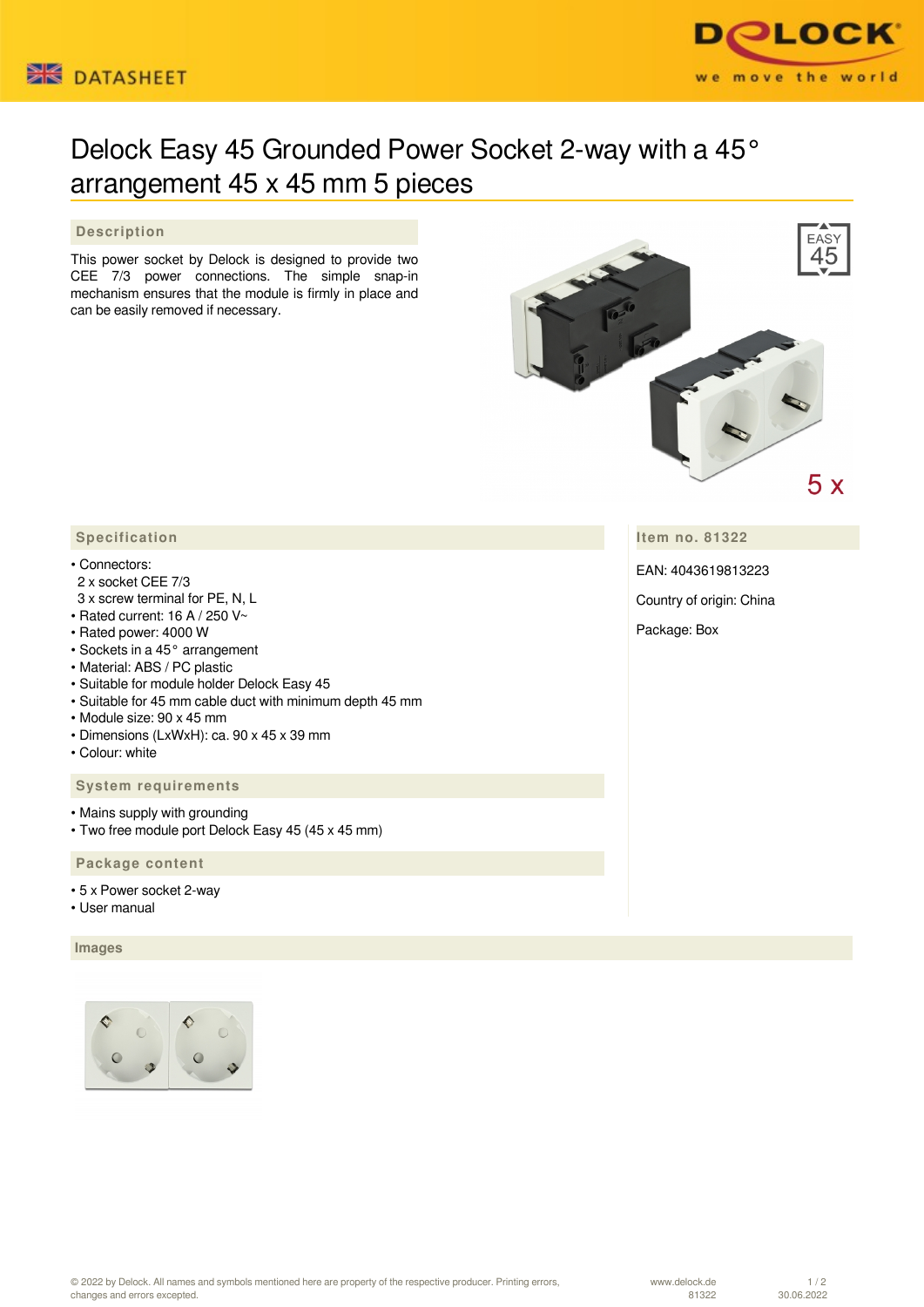# Delock Easy 45 Grounded Power Socket 2-way with a 45° arrangement 45 x 45 mm 5 pieces

## Description

This power socket by Delock is designed to provide two CEE 7/3 power connections. The simple snap-in mechanism ensures that the module is firmly in place and can be easily removed if necessary.

## Specification

- Connectors:
  2 x socket CEE 7/3
  3 x screw terminal for PE, N, L
- Rated current: 16 A / 250 V~
- Rated power: 4000 W
- Sockets in a 45° arrangement
- Material: ABS / PC plastic
- Suitable for module holder Delock Easy 45
- Suitable for 45 mm cable duct with minimum depth 45 mm
- Module size: 90 x 45 mm
- Dimensions (LxWxH): ca. 90 x 45 x 39 mm
- Colour: white

## System requirements

- Mains supply with grounding
- Two free module port Delock Easy 45 (45 x 45 mm)

## Package content

- 5 x Power socket 2-way
- User manual

## Item no. 81322

EAN: 4043619813223

Country of origin: China

Package: Box

## Images

© 2022 by Delock. All names and symbols mentioned here are property of the respective producer. Printing errors, changes and errors excepted.

www.delock.de 81322 30.06.2022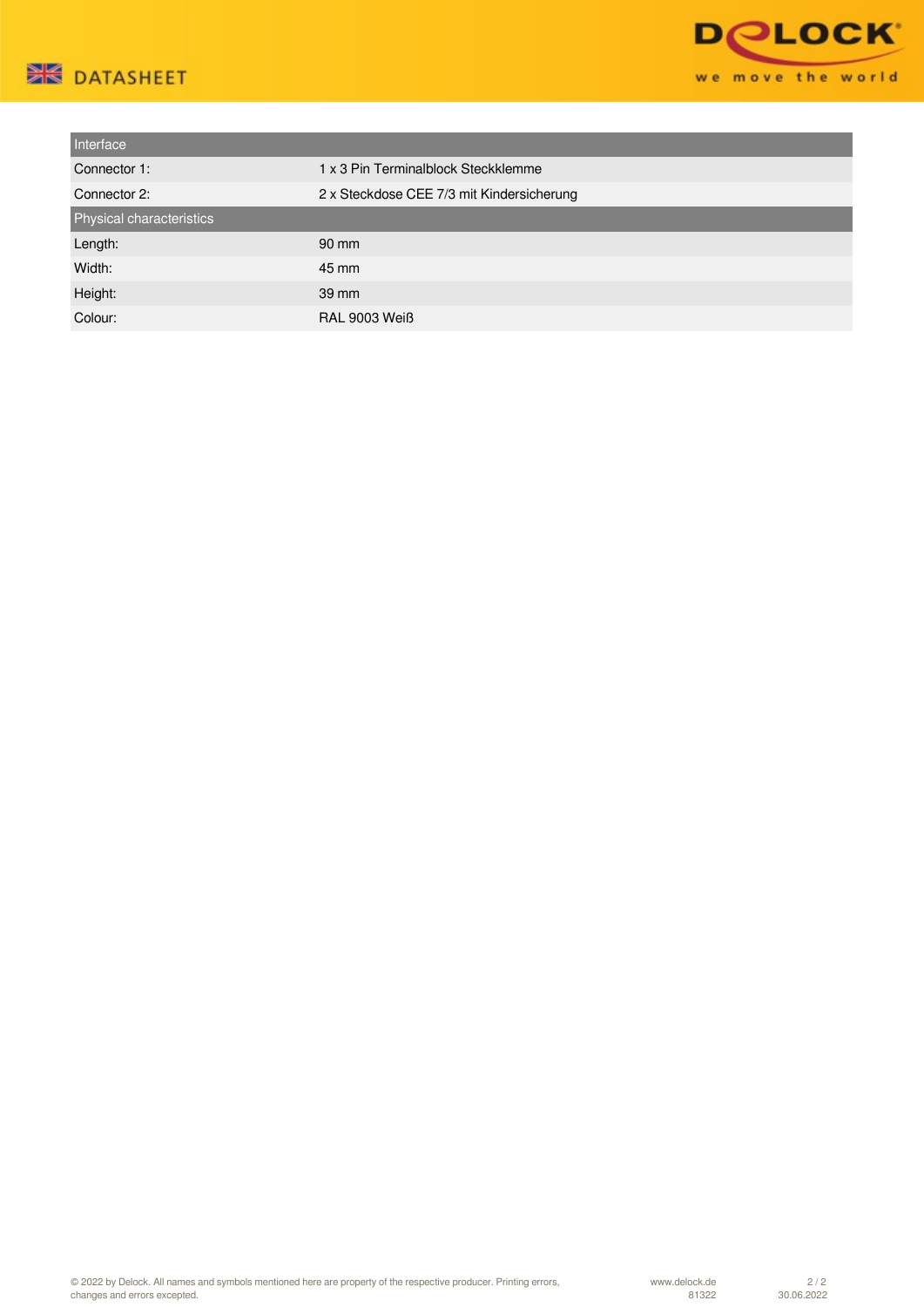| Interface | |
|---|---|
| Connector 1: | 1 x 3 Pin Terminalblock Steckklemme |
| Connector 2: | 2 x Steckdose CEE 7/3 mit Kindersicherung |
| **Physical characteristics** | |
| Length: | 90 mm |
| Width: | 45 mm |
| Height: | 39 mm |
| Colour: | RAL 9003 Weiß |

© 2022 by Delock. All names and symbols mentioned here are property of the respective producer. Printing errors, changes and errors excepted.

www.delock.de
81322
30.06.2022